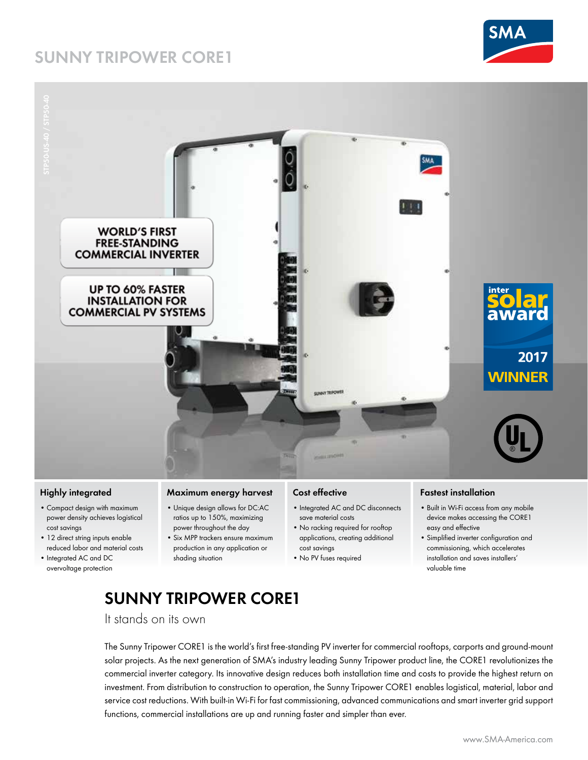# SUNNY TRIPOWER CORE1

STP50-US-40 / STP50-40

WORLD'S FIRST FREE-STANDING COMMERCIAL INVERTER

UP TO 60% FASTER INSTALLATION FOR COMMERCIAL PV SYSTEMS

inter solar award 2017 WINNER

### Highly integrated

- Compact design with maximum power density achieves logistical cost savings
- 12 direct string inputs enable reduced labor and material costs
- Integrated AC and DC overvoltage protection

### Maximum energy harvest

- Unique design allows for DC:AC ratios up to 150%, maximizing power throughout the day
- Six MPP trackers ensure maximum production in any application or shading situation

### Cost effective

- Integrated AC and DC disconnects save material costs
- No racking required for rooftop applications, creating additional cost savings
- No PV fuses required

### Fastest installation

- Built in Wi-Fi access from any mobile device makes accessing the CORE1 easy and effective
- Simplified inverter configuration and commissioning, which accelerates installation and saves installers' valuable time

## SUNNY TRIPOWER CORE1

It stands on its own

The Sunny Tripower CORE1 is the world's first free-standing PV inverter for commercial rooftops, carports and ground-mount solar projects. As the next generation of SMA's industry leading Sunny Tripower product line, the CORE1 revolutionizes the commercial inverter category. Its innovative design reduces both installation time and costs to provide the highest return on investment. From distribution to construction to operation, the Sunny Tripower CORE1 enables logistical, material, labor and service cost reductions. With built-in Wi-Fi for fast commissioning, advanced communications and smart inverter grid support functions, commercial installations are up and running faster and simpler than ever.

www.SMA-America.com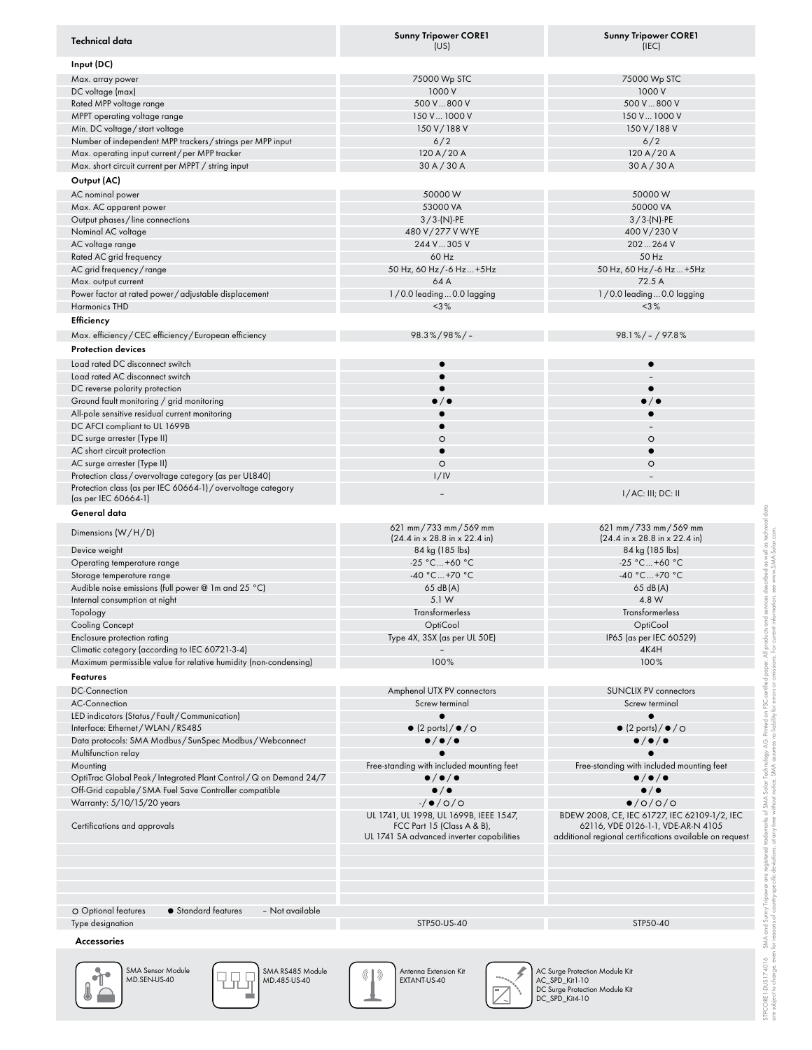| Technical data | Sunny Tripower CORE1 (US) | Sunny Tripower CORE1 (IEC) |
|---|---|---|
| **Input (DC)** | | |
| Max. array power | 75000 Wp STC | 75000 Wp STC |
| DC voltage (max) | 1000 V | 1000 V |
| Rated MPP voltage range | 500 V ... 800 V | 500 V ... 800 V |
| MPPT operating voltage range | 150 V ... 1000 V | 150 V ... 1000 V |
| Min. DC voltage / start voltage | 150 V / 188 V | 150 V / 188 V |
| Number of independent MPP trackers / strings per MPP input | 6 / 2 | 6 / 2 |
| Max. operating input current / per MPP tracker | 120 A / 20 A | 120 A / 20 A |
| Max. short circuit current per MPPT / string input | 30 A / 30 A | 30 A / 30 A |
| **Output (AC)** | | |
| AC nominal power | 50000 W | 50000 W |
| Max. AC apparent power | 53000 VA | 50000 VA |
| Output phases / line connections | 3 / 3-(N)-PE | 3 / 3-(N)-PE |
| Nominal AC voltage | 480 V / 277 V WYE | 400 V / 230 V |
| AC voltage range | 244 V ... 305 V | 202 ... 264 V |
| Rated AC grid frequency | 60 Hz | 50 Hz |
| AC grid frequency / range | 50 Hz, 60 Hz / -6 Hz ... +5Hz | 50 Hz, 60 Hz / -6 Hz ... +5Hz |
| Max. output current | 64 A | 72.5 A |
| Power factor at rated power / adjustable displacement | 1 / 0.0 leading ... 0.0 lagging | 1 / 0.0 leading ... 0.0 lagging |
| Harmonics THD | <3% | <3% |
| **Efficiency** | | |
| Max. efficiency / CEC efficiency / European efficiency | 98.3% / 98% / – | 98.1% / – / 97.8% |
| **Protection devices** | | |
| Load rated DC disconnect switch | ● | ● |
| Load rated AC disconnect switch | ● | – |
| DC reverse polarity protection | ● | ● |
| Ground fault monitoring / grid monitoring | ● / ● | ● / ● |
| All-pole sensitive residual current monitoring | ● | ● |
| DC AFCI compliant to UL 1699B | ● | – |
| DC surge arrester (Type II) | ○ | ○ |
| AC short circuit protection | ● | ● |
| AC surge arrester (Type II) | ○ | ○ |
| Protection class / overvoltage category (as per UL840) | I / IV | – |
| Protection class (as per IEC 60664-1) / overvoltage category (as per IEC 60664-1) | – | I / AC: III; DC: II |
| **General data** | | |
| Dimensions (W / H / D) | 621 mm / 733 mm / 569 mm (24.4 in x 28.8 in x 22.4 in) | 621 mm / 733 mm / 569 mm (24.4 in x 28.8 in x 22.4 in) |
| Device weight | 84 kg (185 lbs) | 84 kg (185 lbs) |
| Operating temperature range | -25 °C ... +60 °C | -25 °C ... +60 °C |
| Storage temperature range | -40 °C ... +70 °C | -40 °C ... +70 °C |
| Audible noise emissions (full power @ 1m and 25 °C) | 65 dB(A) | 65 dB(A) |
| Internal consumption at night | 5.1 W | 4.8 W |
| Topology | Transformerless | Transformerless |
| Cooling Concept | OptiCool | OptiCool |
| Enclosure protection rating | Type 4X, 3SX (as per UL 50E) | IP65 (as per IEC 60529) |
| Climatic category (according to IEC 60721-3-4) | – | 4K4H |
| Maximum permissible value for relative humidity (non-condensing) | 100% | 100% |
| **Features** | | |
| DC-Connection | Amphenol UTX PV connectors | SUNCLIX PV connectors |
| AC-Connection | Screw terminal | Screw terminal |
| LED indicators (Status / Fault / Communication) | ● | ● |
| Interface: Ethernet / WLAN / RS485 | ● (2 ports) / ● / ○ | ● (2 ports) / ● / ○ |
| Data protocols: SMA Modbus / SunSpec Modbus / Webconnect | ● / ● / ● | ● / ● / ● |
| Multifunction relay | ● | ● |
| Mounting | Free-standing with included mounting feet | Free-standing with included mounting feet |
| OptiTrac Global Peak / Integrated Plant Control / Q on Demand 24/7 | ● / ● / ● | ● / ● / ● |
| Off-Grid capable / SMA Fuel Save Controller compatible | ● / ● | ● / ● |
| Warranty: 5/10/15/20 years | - / ● / ○ / ○ | ● / ○ / ○ / ○ |
| Certifications and approvals | UL 1741, UL 1998, UL 1699B, IEEE 1547, FCC Part 15 (Class A & B), UL 1741 SA advanced inverter capabilities | BDEW 2008, CE, IEC 61727, IEC 62109-1/2, IEC 62116, VDE 0126-1-1, VDE-AR-N 4105 additional regional certifications available on request |
| ○ Optional features ● Standard features – Not available | | |
| Type designation | STP50-US-40 | STP50-40 |

**Accessories**

SMA Sensor Module MD.SEN-US-40

SMA RS485 Module MD.485-US-40

Antenna Extension Kit EXTANT-US-40

AC Surge Protection Module Kit AC_SPD_Kit1-10
DC Surge Protection Module Kit DC_SPD_Kit4-10

STPCORE1-DUS174016 SMA and Sunny Tripower are registered trademarks of SMA Solar Technology AG. Printed on FSC-certified paper. All products and services described as well as technical data are subject to change, even for reasons of country-specific deviations, at any time without notice. SMA assumes no liability for errors or omissions. For current information, see www.SMA-Solar.com.